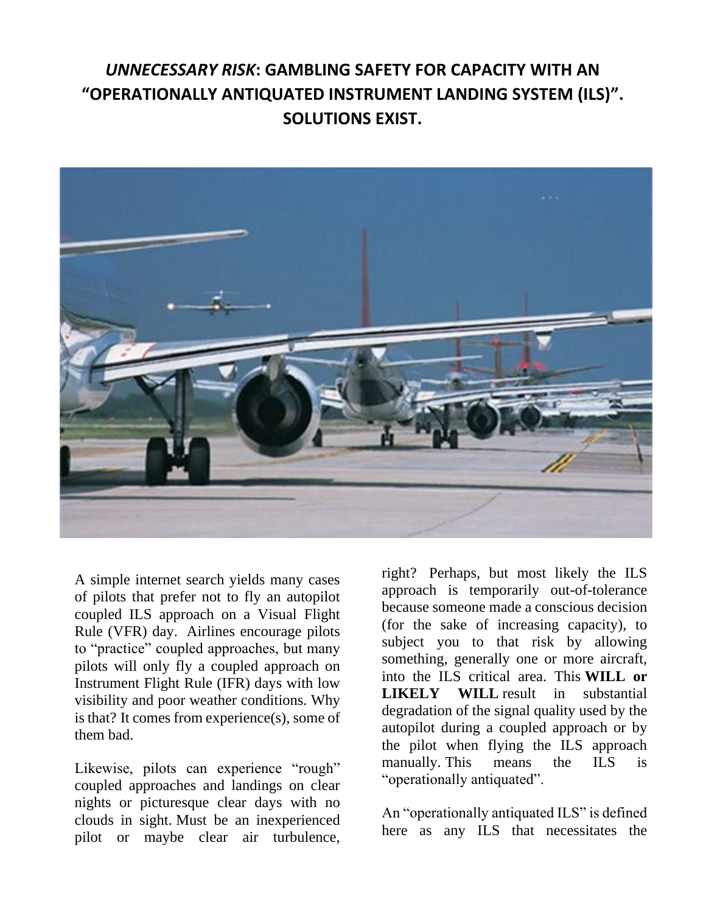# *UNNECESSARY RISK*: GAMBLING SAFETY FOR CAPACITY WITH AN "OPERATIONALLY ANTIQUATED INSTRUMENT LANDING SYSTEM (ILS)". SOLUTIONS EXIST.

A simple internet search yields many cases of pilots that prefer not to fly an autopilot coupled ILS approach on a Visual Flight Rule (VFR) day. Airlines encourage pilots to "practice" coupled approaches, but many pilots will only fly a coupled approach on Instrument Flight Rule (IFR) days with low visibility and poor weather conditions. Why is that? It comes from experience(s), some of them bad.

Likewise, pilots can experience "rough" coupled approaches and landings on clear nights or picturesque clear days with no clouds in sight. Must be an inexperienced pilot or maybe clear air turbulence, right? Perhaps, but most likely the ILS approach is temporarily out-of-tolerance because someone made a conscious decision (for the sake of increasing capacity), to subject you to that risk by allowing something, generally one or more aircraft, into the ILS critical area. This **WILL or LIKELY WILL** result in substantial degradation of the signal quality used by the autopilot during a coupled approach or by the pilot when flying the ILS approach manually. This means the ILS is "operationally antiquated".

An "operationally antiquated ILS" is defined here as any ILS that necessitates the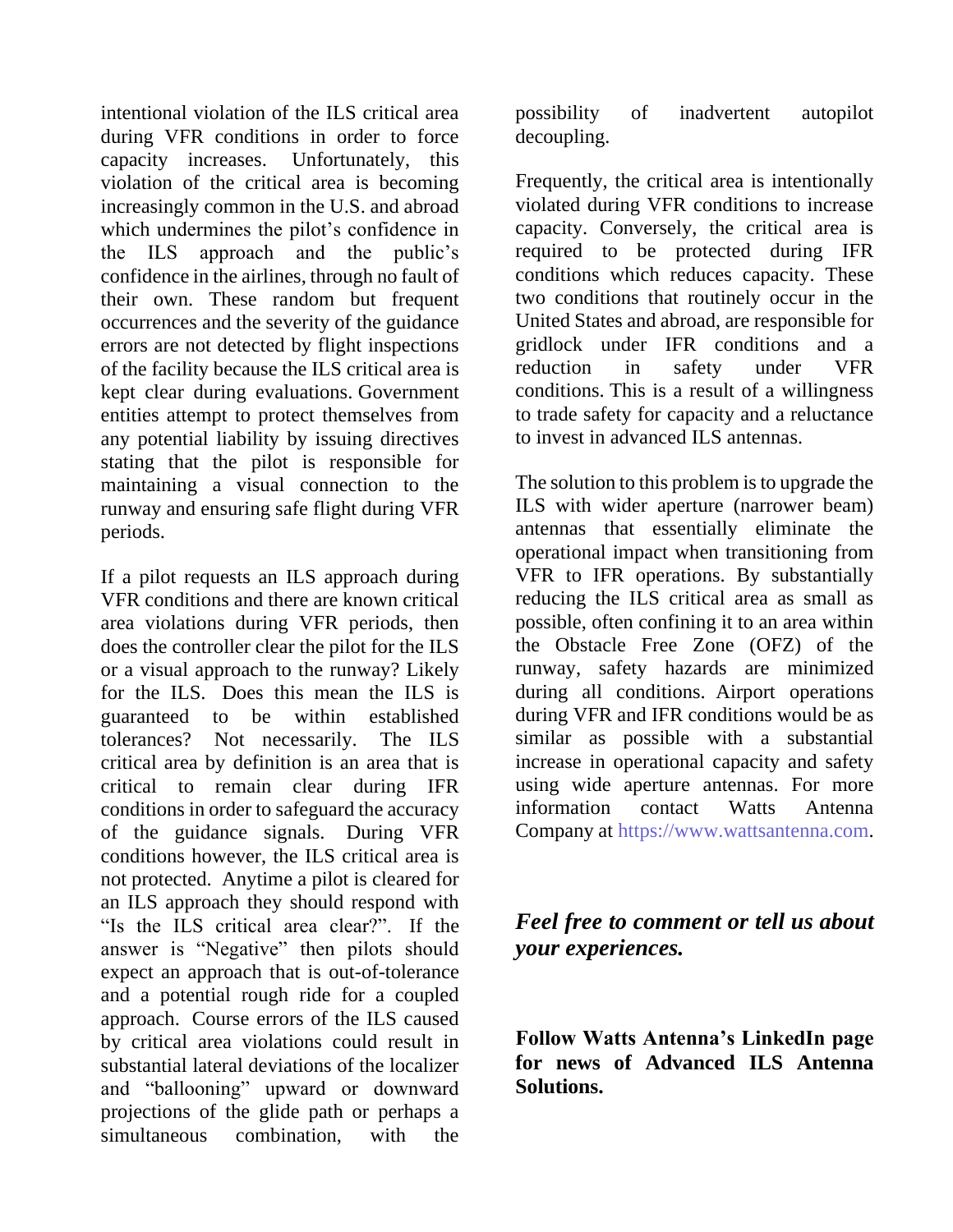intentional violation of the ILS critical area during VFR conditions in order to force capacity increases. Unfortunately, this violation of the critical area is becoming increasingly common in the U.S. and abroad which undermines the pilot's confidence in the ILS approach and the public's confidence in the airlines, through no fault of their own. These random but frequent occurrences and the severity of the guidance errors are not detected by flight inspections of the facility because the ILS critical area is kept clear during evaluations. Government entities attempt to protect themselves from any potential liability by issuing directives stating that the pilot is responsible for maintaining a visual connection to the runway and ensuring safe flight during VFR periods.

If a pilot requests an ILS approach during VFR conditions and there are known critical area violations during VFR periods, then does the controller clear the pilot for the ILS or a visual approach to the runway? Likely for the ILS. Does this mean the ILS is guaranteed to be within established tolerances? Not necessarily. The ILS critical area by definition is an area that is critical to remain clear during IFR conditions in order to safeguard the accuracy of the guidance signals. During VFR conditions however, the ILS critical area is not protected. Anytime a pilot is cleared for an ILS approach they should respond with "Is the ILS critical area clear?". If the answer is "Negative" then pilots should expect an approach that is out-of-tolerance and a potential rough ride for a coupled approach. Course errors of the ILS caused by critical area violations could result in substantial lateral deviations of the localizer and "ballooning" upward or downward projections of the glide path or perhaps a simultaneous combination, with the possibility of inadvertent autopilot decoupling.

Frequently, the critical area is intentionally violated during VFR conditions to increase capacity. Conversely, the critical area is required to be protected during IFR conditions which reduces capacity. These two conditions that routinely occur in the United States and abroad, are responsible for gridlock under IFR conditions and a reduction in safety under VFR conditions. This is a result of a willingness to trade safety for capacity and a reluctance to invest in advanced ILS antennas.

The solution to this problem is to upgrade the ILS with wider aperture (narrower beam) antennas that essentially eliminate the operational impact when transitioning from VFR to IFR operations. By substantially reducing the ILS critical area as small as possible, often confining it to an area within the Obstacle Free Zone (OFZ) of the runway, safety hazards are minimized during all conditions. Airport operations during VFR and IFR conditions would be as similar as possible with a substantial increase in operational capacity and safety using wide aperture antennas. For more information contact Watts Antenna Company at https://www.wattsantenna.com.

***Feel free to comment or tell us about your experiences.***

**Follow Watts Antenna's LinkedIn page for news of Advanced ILS Antenna Solutions.**